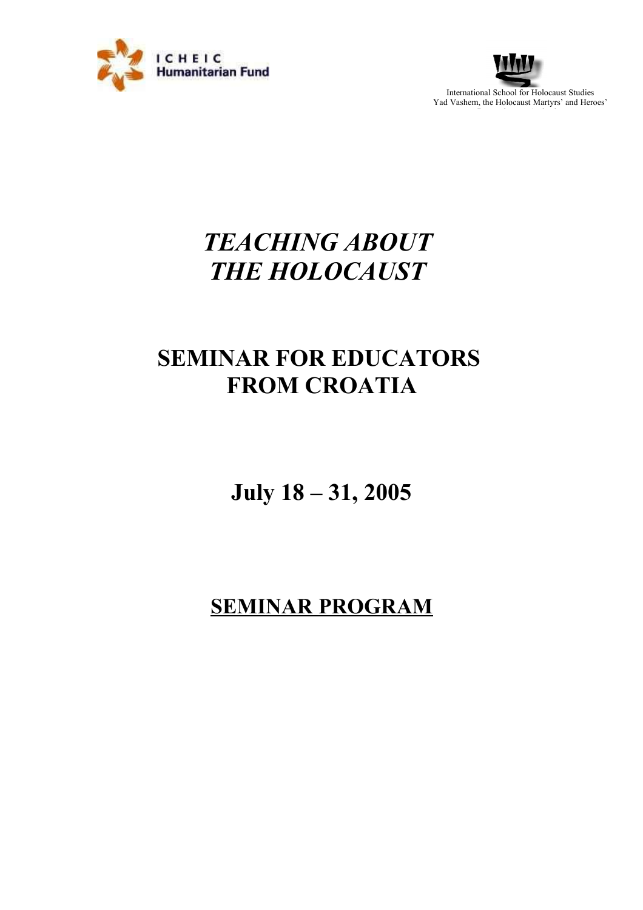ICHEIC Humanitarian Fund

International School for Holocaust Studies
Yad Vashem, the Holocaust Martyrs' and Heroes'

# *TEACHING ABOUT THE HOLOCAUST*

## SEMINAR FOR EDUCATORS FROM CROATIA

## July 18 – 31, 2005

## <u>SEMINAR PROGRAM</u>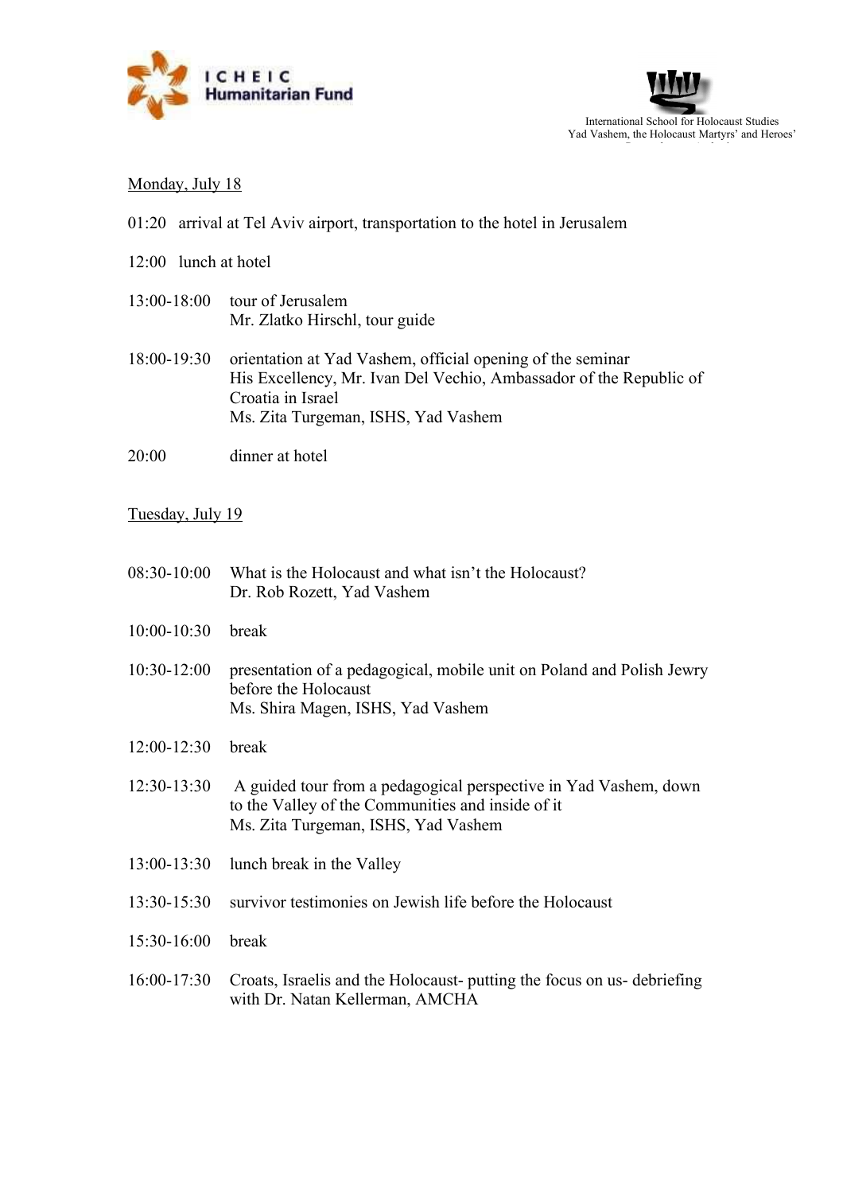ICHEIC Humanitarian Fund

International School for Holocaust Studies
Yad Vashem, the Holocaust Martyrs' and Heroes'

Monday, July 18

01:20 arrival at Tel Aviv airport, transportation to the hotel in Jerusalem

12:00 lunch at hotel

13:00-18:00 tour of Jerusalem
Mr. Zlatko Hirschl, tour guide

18:00-19:30 orientation at Yad Vashem, official opening of the seminar
His Excellency, Mr. Ivan Del Vechio, Ambassador of the Republic of Croatia in Israel
Ms. Zita Turgeman, ISHS, Yad Vashem

20:00 dinner at hotel

Tuesday, July 19

08:30-10:00 What is the Holocaust and what isn't the Holocaust?
Dr. Rob Rozett, Yad Vashem

10:00-10:30 break

10:30-12:00 presentation of a pedagogical, mobile unit on Poland and Polish Jewry before the Holocaust
Ms. Shira Magen, ISHS, Yad Vashem

12:00-12:30 break

12:30-13:30 A guided tour from a pedagogical perspective in Yad Vashem, down to the Valley of the Communities and inside of it
Ms. Zita Turgeman, ISHS, Yad Vashem

13:00-13:30 lunch break in the Valley

13:30-15:30 survivor testimonies on Jewish life before the Holocaust

15:30-16:00 break

16:00-17:30 Croats, Israelis and the Holocaust- putting the focus on us- debriefing with Dr. Natan Kellerman, AMCHA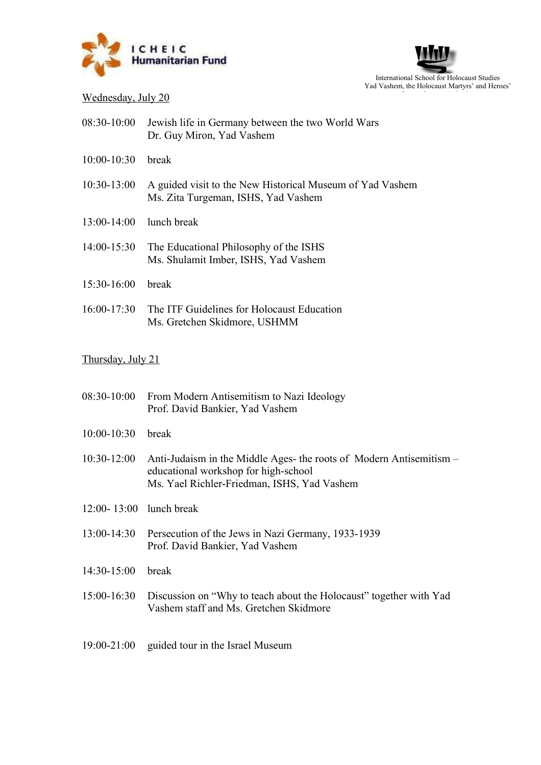Wednesday, July 20

08:30-10:00 Jewish life in Germany between the two World Wars
Dr. Guy Miron, Yad Vashem

10:00-10:30 break

10:30-13:00 A guided visit to the New Historical Museum of Yad Vashem
Ms. Zita Turgeman, ISHS, Yad Vashem

13:00-14:00 lunch break

14:00-15:30 The Educational Philosophy of the ISHS
Ms. Shulamit Imber, ISHS, Yad Vashem

15:30-16:00 break

16:00-17:30 The ITF Guidelines for Holocaust Education
Ms. Gretchen Skidmore, USHMM

Thursday, July 21

08:30-10:00 From Modern Antisemitism to Nazi Ideology
Prof. David Bankier, Yad Vashem

10:00-10:30 break

10:30-12:00 Anti-Judaism in the Middle Ages- the roots of Modern Antisemitism – educational workshop for high-school
Ms. Yael Richler-Friedman, ISHS, Yad Vashem

12:00- 13:00 lunch break

13:00-14:30 Persecution of the Jews in Nazi Germany, 1933-1939
Prof. David Bankier, Yad Vashem

14:30-15:00 break

15:00-16:30 Discussion on "Why to teach about the Holocaust" together with Yad Vashem staff and Ms. Gretchen Skidmore

19:00-21:00 guided tour in the Israel Museum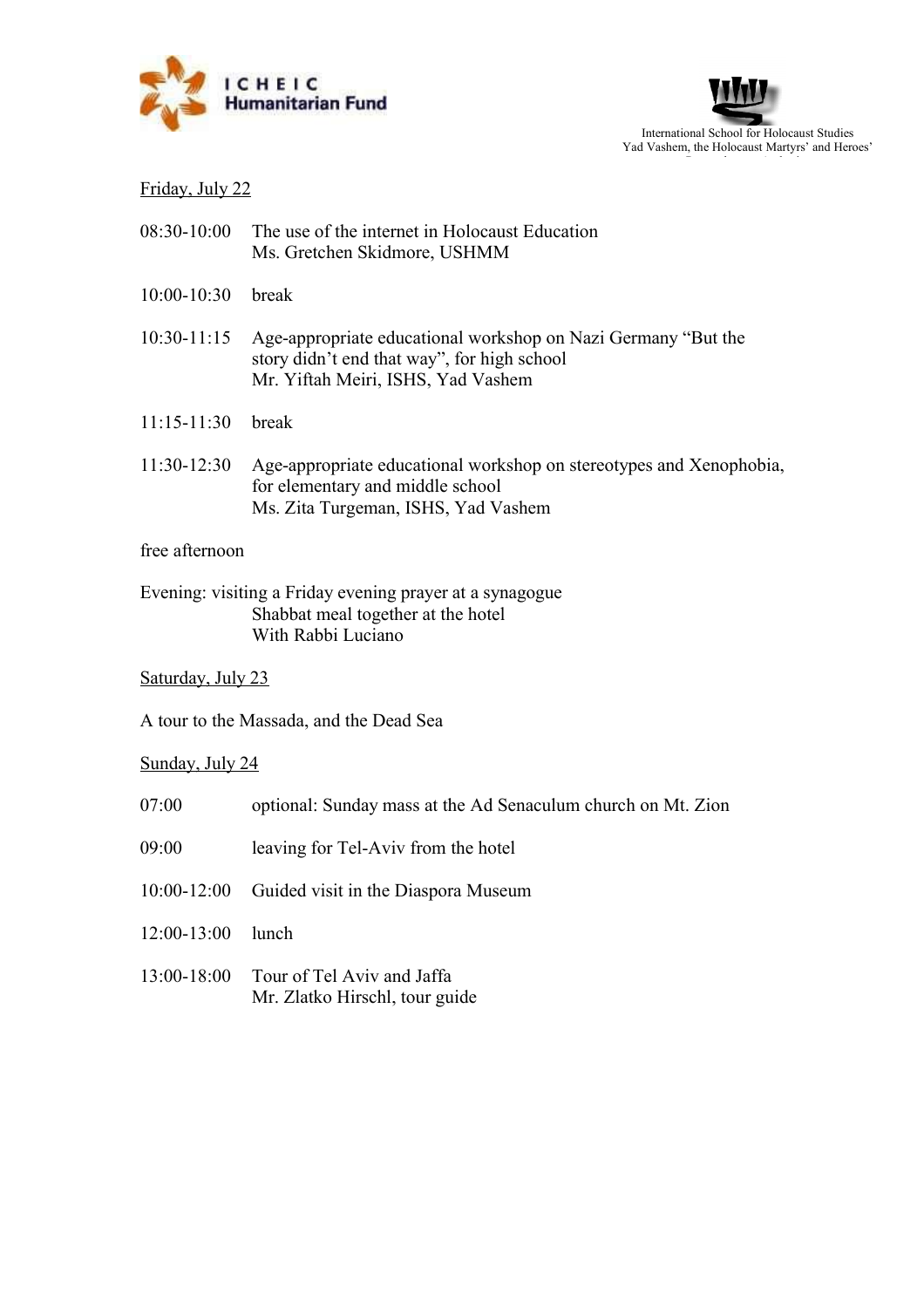Friday, July 22

08:30-10:00 The use of the internet in Holocaust Education
Ms. Gretchen Skidmore, USHMM

10:00-10:30 break

10:30-11:15 Age-appropriate educational workshop on Nazi Germany "But the story didn't end that way", for high school
Mr. Yiftah Meiri, ISHS, Yad Vashem

11:15-11:30 break

11:30-12:30 Age-appropriate educational workshop on stereotypes and Xenophobia, for elementary and middle school
Ms. Zita Turgeman, ISHS, Yad Vashem

free afternoon

Evening: visiting a Friday evening prayer at a synagogue
Shabbat meal together at the hotel
With Rabbi Luciano

Saturday, July 23

A tour to the Massada, and the Dead Sea

Sunday, July 24

07:00 optional: Sunday mass at the Ad Senaculum church on Mt. Zion

09:00 leaving for Tel-Aviv from the hotel

10:00-12:00 Guided visit in the Diaspora Museum

12:00-13:00 lunch

13:00-18:00 Tour of Tel Aviv and Jaffa
Mr. Zlatko Hirschl, tour guide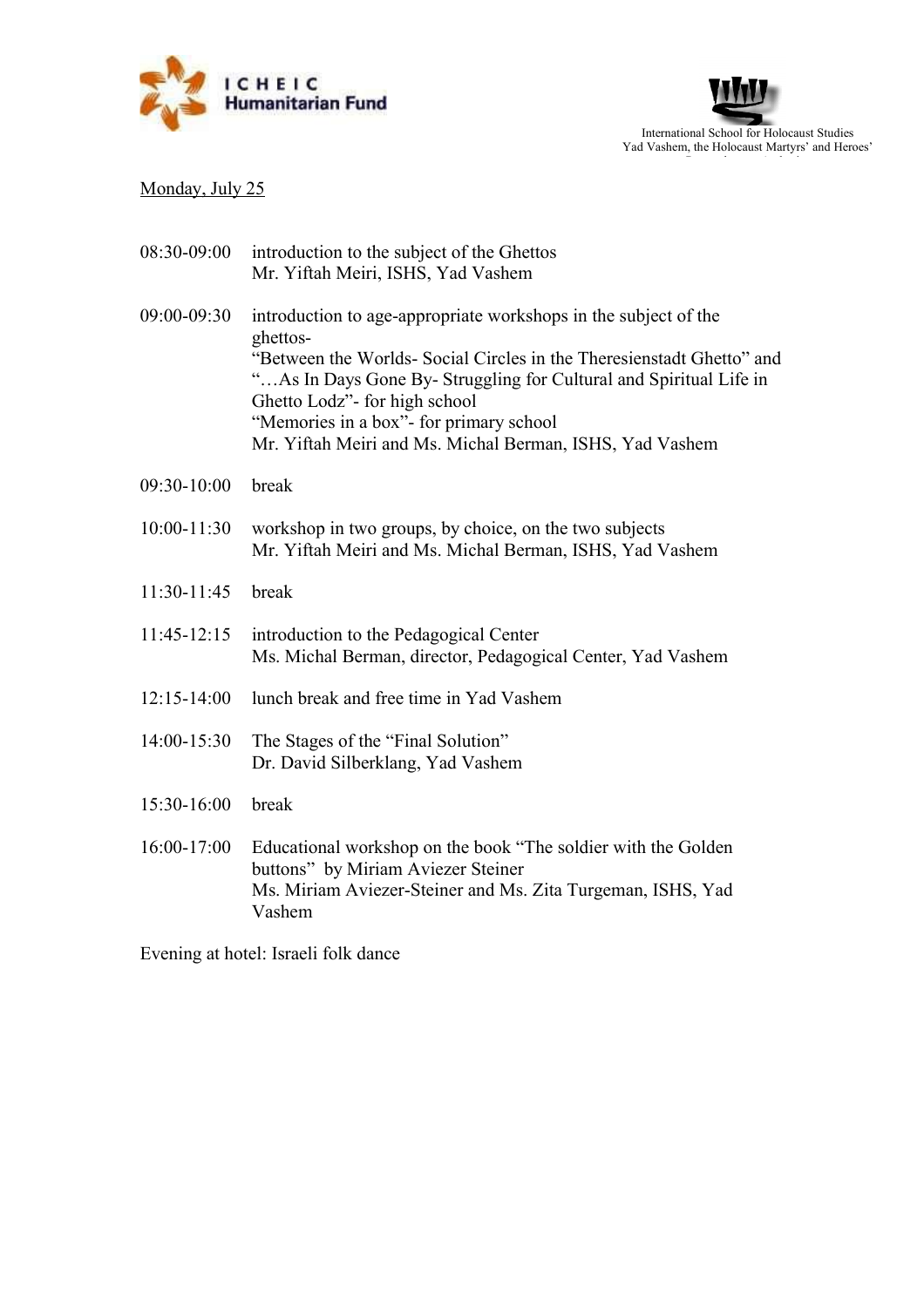Monday, July 25

| | |
|---|---|
| 08:30-09:00 | introduction to the subject of the Ghettos<br>Mr. Yiftah Meiri, ISHS, Yad Vashem |
| 09:00-09:30 | introduction to age-appropriate workshops in the subject of the ghettos-<br>“Between the Worlds- Social Circles in the Theresienstadt Ghetto” and “…As In Days Gone By- Struggling for Cultural and Spiritual Life in Ghetto Lodz”- for high school<br>“Memories in a box”- for primary school<br>Mr. Yiftah Meiri and Ms. Michal Berman, ISHS, Yad Vashem |
| 09:30-10:00 | break |
| 10:00-11:30 | workshop in two groups, by choice, on the two subjects<br>Mr. Yiftah Meiri and Ms. Michal Berman, ISHS, Yad Vashem |
| 11:30-11:45 | break |
| 11:45-12:15 | introduction to the Pedagogical Center<br>Ms. Michal Berman, director, Pedagogical Center, Yad Vashem |
| 12:15-14:00 | lunch break and free time in Yad Vashem |
| 14:00-15:30 | The Stages of the “Final Solution”<br>Dr. David Silberklang, Yad Vashem |
| 15:30-16:00 | break |
| 16:00-17:00 | Educational workshop on the book “The soldier with the Golden buttons” by Miriam Aviezer Steiner<br>Ms. Miriam Aviezer-Steiner and Ms. Zita Turgeman, ISHS, Yad Vashem |

Evening at hotel: Israeli folk dance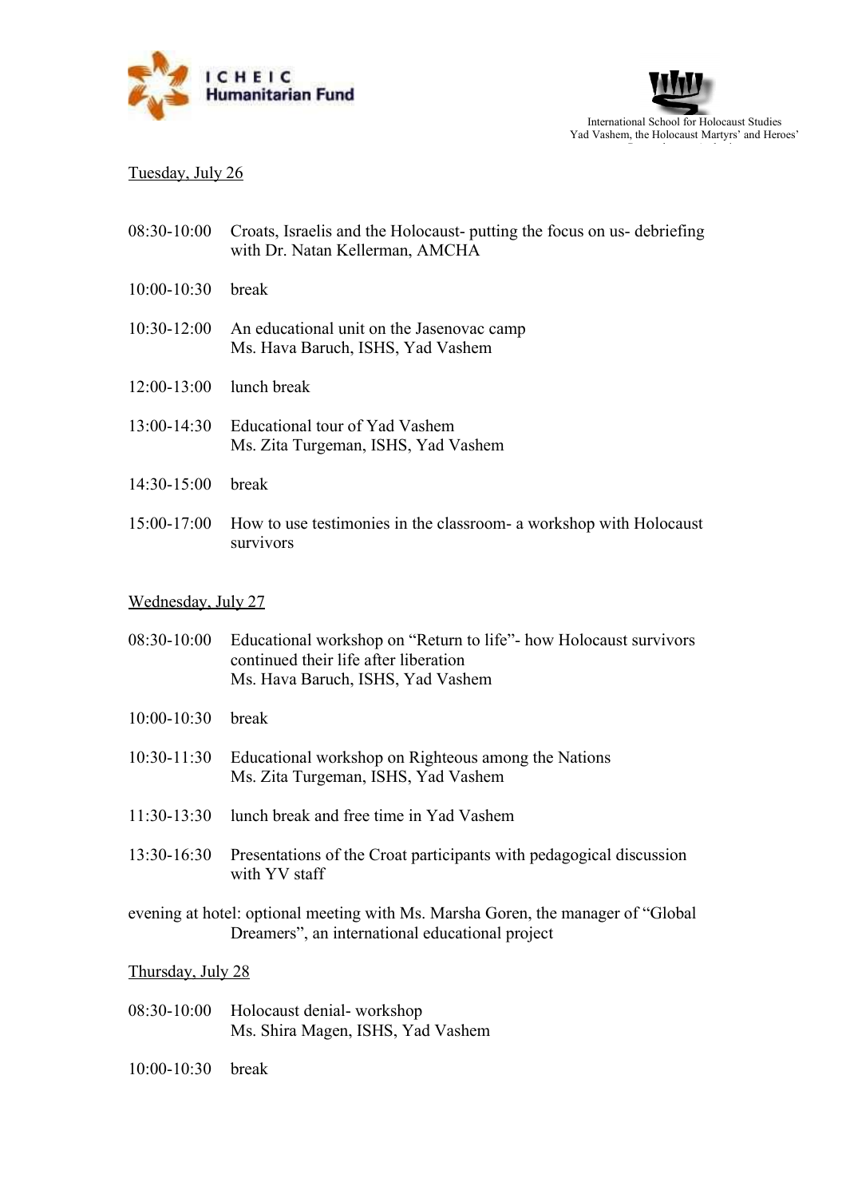Tuesday, July 26

08:30-10:00 Croats, Israelis and the Holocaust- putting the focus on us- debriefing with Dr. Natan Kellerman, AMCHA

10:00-10:30 break

10:30-12:00 An educational unit on the Jasenovac camp
Ms. Hava Baruch, ISHS, Yad Vashem

12:00-13:00 lunch break

13:00-14:30 Educational tour of Yad Vashem
Ms. Zita Turgeman, ISHS, Yad Vashem

14:30-15:00 break

15:00-17:00 How to use testimonies in the classroom- a workshop with Holocaust survivors

Wednesday, July 27

08:30-10:00 Educational workshop on "Return to life"- how Holocaust survivors continued their life after liberation
Ms. Hava Baruch, ISHS, Yad Vashem

10:00-10:30 break

10:30-11:30 Educational workshop on Righteous among the Nations
Ms. Zita Turgeman, ISHS, Yad Vashem

11:30-13:30 lunch break and free time in Yad Vashem

13:30-16:30 Presentations of the Croat participants with pedagogical discussion with YV staff

evening at hotel: optional meeting with Ms. Marsha Goren, the manager of "Global Dreamers", an international educational project

Thursday, July 28

08:30-10:00 Holocaust denial- workshop
Ms. Shira Magen, ISHS, Yad Vashem

10:00-10:30 break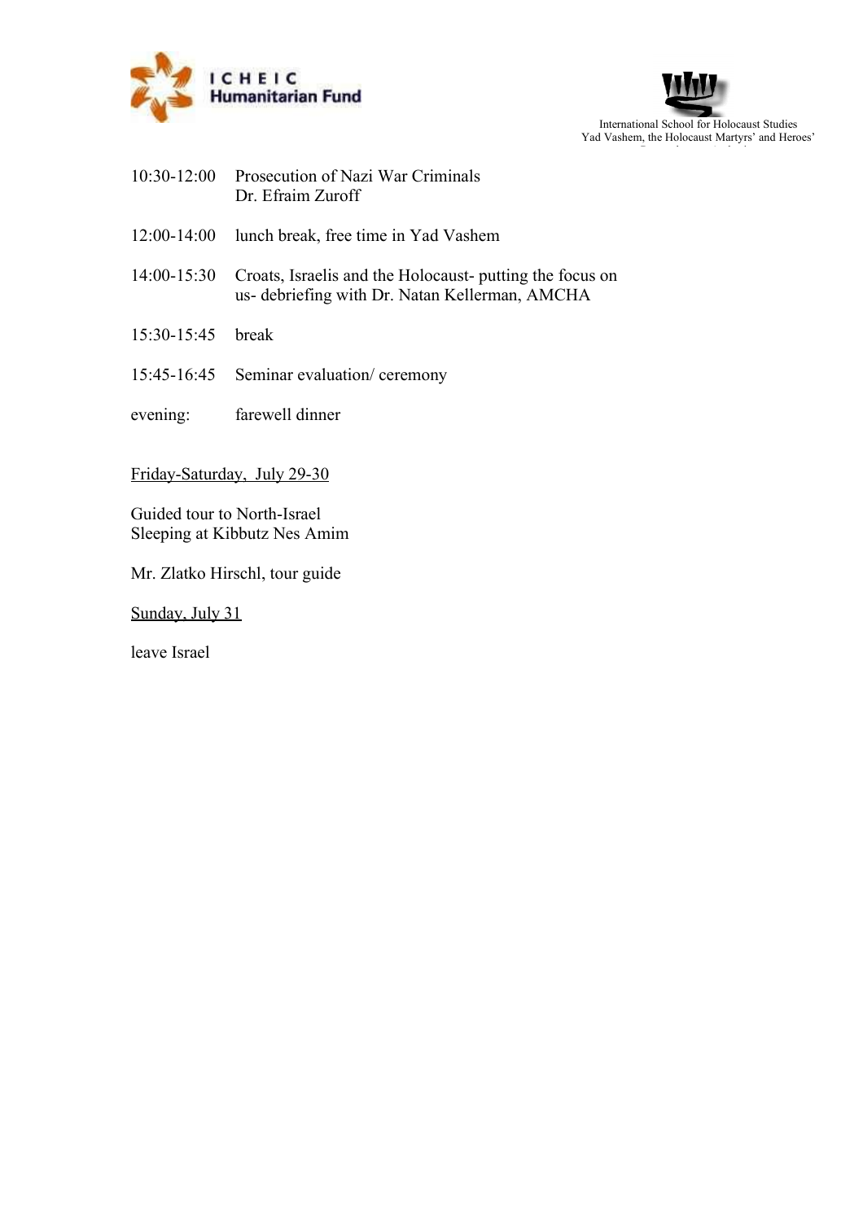ICHEIC Humanitarian Fund

International School for Holocaust Studies
Yad Vashem, the Holocaust Martyrs' and Heroes'

| | |
|---|---|
| 10:30-12:00 | Prosecution of Nazi War Criminals<br>Dr. Efraim Zuroff |
| 12:00-14:00 | lunch break, free time in Yad Vashem |
| 14:00-15:30 | Croats, Israelis and the Holocaust- putting the focus on us- debriefing with Dr. Natan Kellerman, AMCHA |
| 15:30-15:45 | break |
| 15:45-16:45 | Seminar evaluation/ ceremony |
| evening: | farewell dinner |

<u>Friday-Saturday, July 29-30</u>

Guided tour to North-Israel
Sleeping at Kibbutz Nes Amim

Mr. Zlatko Hirschl, tour guide

<u>Sunday, July 31</u>

leave Israel